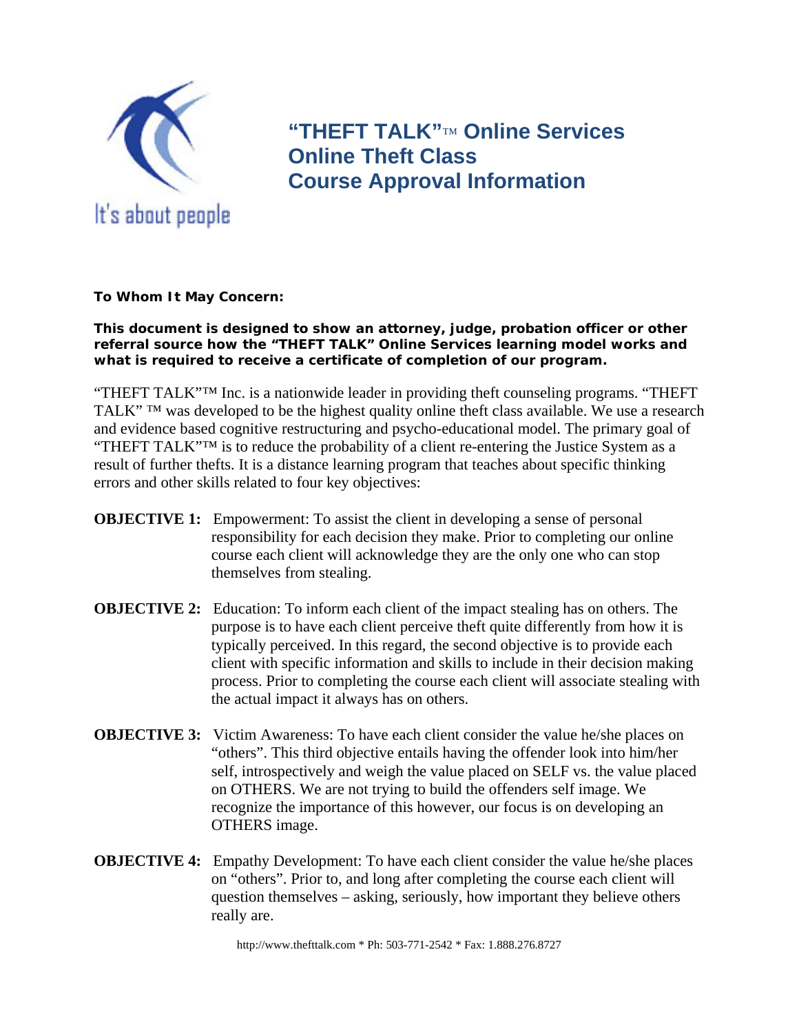It's about people

# "THEFT TALK"™ Online Services
# Online Theft Class
# Course Approval Information

**To Whom It May Concern:**

**This document is designed to show an attorney, judge, probation officer or other referral source how the "THEFT TALK" Online Services learning model works and what is required to receive a certificate of completion of our program.**

"THEFT TALK"™ Inc. is a nationwide leader in providing theft counseling programs. "THEFT TALK" ™ was developed to be the highest quality online theft class available. We use a research and evidence based cognitive restructuring and psycho-educational model. The primary goal of "THEFT TALK"™ is to reduce the probability of a client re-entering the Justice System as a result of further thefts. It is a distance learning program that teaches about specific thinking errors and other skills related to four key objectives:

**OBJECTIVE 1:** Empowerment: To assist the client in developing a sense of personal responsibility for each decision they make. Prior to completing our online course each client will acknowledge they are the only one who can stop themselves from stealing.

**OBJECTIVE 2:** Education: To inform each client of the impact stealing has on others. The purpose is to have each client perceive theft quite differently from how it is typically perceived. In this regard, the second objective is to provide each client with specific information and skills to include in their decision making process. Prior to completing the course each client will associate stealing with the actual impact it always has on others.

**OBJECTIVE 3:** Victim Awareness: To have each client consider the value he/she places on "others". This third objective entails having the offender look into him/her self, introspectively and weigh the value placed on SELF vs. the value placed on OTHERS. We are not trying to build the offenders self image. We recognize the importance of this however, our focus is on developing an OTHERS image.

**OBJECTIVE 4:** Empathy Development: To have each client consider the value he/she places on "others". Prior to, and long after completing the course each client will question themselves – asking, seriously, how important they believe others really are.

http://www.thefttalk.com * Ph: 503-771-2542 * Fax: 1.888.276.8727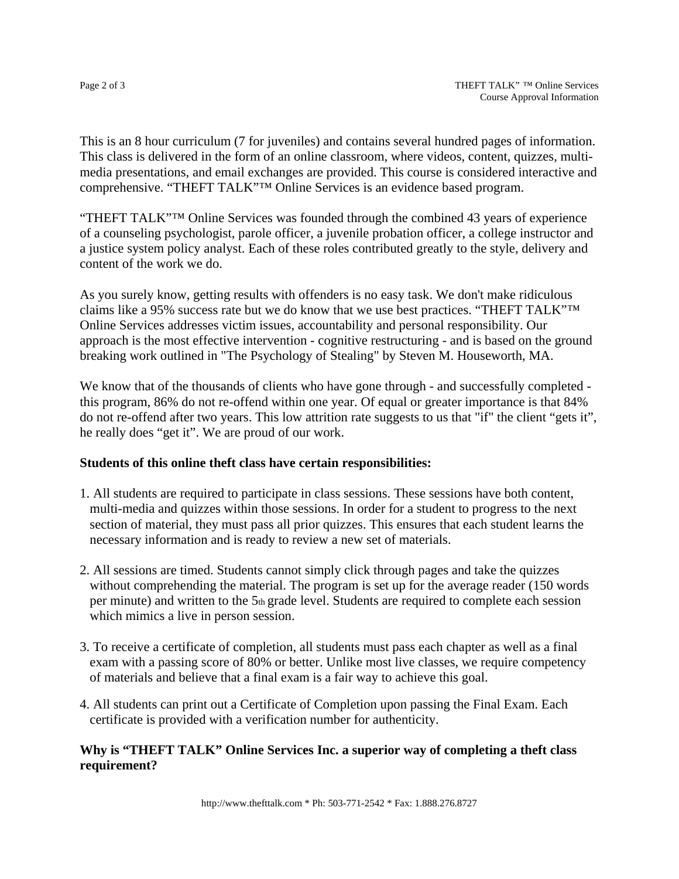This is an 8 hour curriculum (7 for juveniles) and contains several hundred pages of information. This class is delivered in the form of an online classroom, where videos, content, quizzes, multi-media presentations, and email exchanges are provided. This course is considered interactive and comprehensive. "THEFT TALK"™ Online Services is an evidence based program.

"THEFT TALK"™ Online Services was founded through the combined 43 years of experience of a counseling psychologist, parole officer, a juvenile probation officer, a college instructor and a justice system policy analyst. Each of these roles contributed greatly to the style, delivery and content of the work we do.

As you surely know, getting results with offenders is no easy task. We don't make ridiculous claims like a 95% success rate but we do know that we use best practices. "THEFT TALK"™ Online Services addresses victim issues, accountability and personal responsibility. Our approach is the most effective intervention - cognitive restructuring - and is based on the ground breaking work outlined in "The Psychology of Stealing" by Steven M. Houseworth, MA.

We know that of the thousands of clients who have gone through - and successfully completed - this program, 86% do not re-offend within one year. Of equal or greater importance is that 84% do not re-offend after two years. This low attrition rate suggests to us that "if" the client "gets it", he really does "get it". We are proud of our work.

**Students of this online theft class have certain responsibilities:**

1. All students are required to participate in class sessions. These sessions have both content, multi-media and quizzes within those sessions. In order for a student to progress to the next section of material, they must pass all prior quizzes. This ensures that each student learns the necessary information and is ready to review a new set of materials.

2. All sessions are timed. Students cannot simply click through pages and take the quizzes without comprehending the material. The program is set up for the average reader (150 words per minute) and written to the 5th grade level. Students are required to complete each session which mimics a live in person session.

3. To receive a certificate of completion, all students must pass each chapter as well as a final exam with a passing score of 80% or better. Unlike most live classes, we require competency of materials and believe that a final exam is a fair way to achieve this goal.

4. All students can print out a Certificate of Completion upon passing the Final Exam. Each certificate is provided with a verification number for authenticity.

**Why is "THEFT TALK" Online Services Inc. a superior way of completing a theft class requirement?**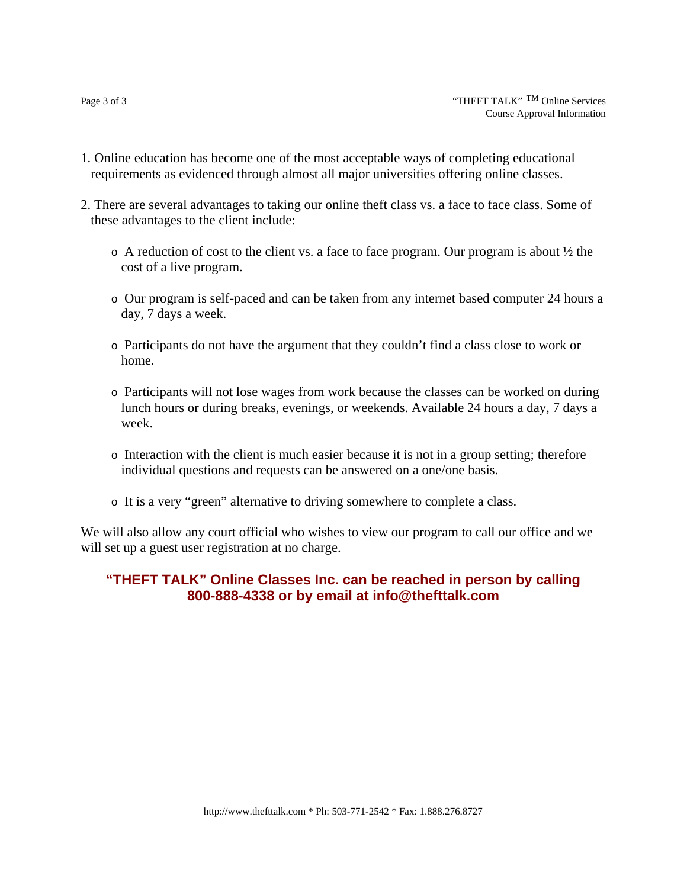1. Online education has become one of the most acceptable ways of completing educational requirements as evidenced through almost all major universities offering online classes.

2. There are several advantages to taking our online theft class vs. a face to face class. Some of these advantages to the client include:

   - A reduction of cost to the client vs. a face to face program. Our program is about ½ the cost of a live program.

   - Our program is self-paced and can be taken from any internet based computer 24 hours a day, 7 days a week.

   - Participants do not have the argument that they couldn't find a class close to work or home.

   - Participants will not lose wages from work because the classes can be worked on during lunch hours or during breaks, evenings, or weekends. Available 24 hours a day, 7 days a week.

   - Interaction with the client is much easier because it is not in a group setting; therefore individual questions and requests can be answered on a one/one basis.

   - It is a very "green" alternative to driving somewhere to complete a class.

We will also allow any court official who wishes to view our program to call our office and we will set up a guest user registration at no charge.

**"THEFT TALK" Online Classes Inc. can be reached in person by calling 800-888-4338 or by email at info@thefttalk.com**

http://www.thefttalk.com * Ph: 503-771-2542 * Fax: 1.888.276.8727